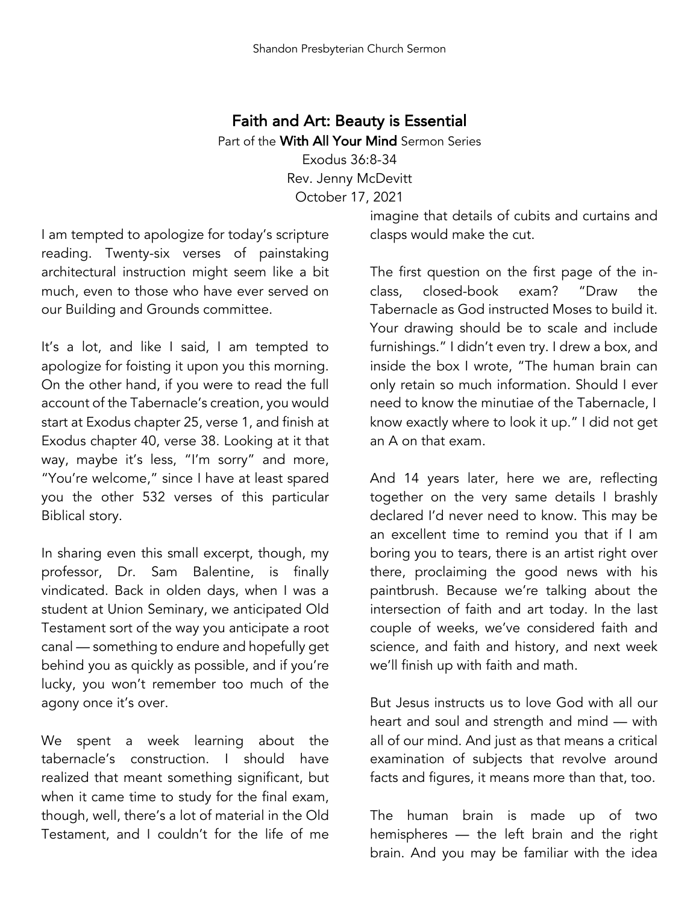# Faith and Art: Beauty is Essential

Part of the **With All Your Mind** Sermon Series

Exodus 36:8-34

Rev. Jenny McDevitt

October 17, 2021

I am tempted to apologize for today's scripture reading. Twenty-six verses of painstaking architectural instruction might seem like a bit much, even to those who have ever served on our Building and Grounds committee.

It's a lot, and like I said, I am tempted to apologize for foisting it upon you this morning. On the other hand, if you were to read the full account of the Tabernacle's creation, you would start at Exodus chapter 25, verse 1, and finish at Exodus chapter 40, verse 38. Looking at it that way, maybe it's less, "I'm sorry" and more, "You're welcome," since I have at least spared you the other 532 verses of this particular Biblical story.

In sharing even this small excerpt, though, my professor, Dr. Sam Balentine, is finally vindicated. Back in olden days, when I was a student at Union Seminary, we anticipated Old Testament sort of the way you anticipate a root canal — something to endure and hopefully get behind you as quickly as possible, and if you're lucky, you won't remember too much of the agony once it's over.

We spent a week learning about the tabernacle's construction. I should have realized that meant something significant, but when it came time to study for the final exam, though, well, there's a lot of material in the Old Testament, and I couldn't for the life of me imagine that details of cubits and curtains and clasps would make the cut.

The first question on the first page of the in-class, closed-book exam? "Draw the Tabernacle as God instructed Moses to build it. Your drawing should be to scale and include furnishings." I didn't even try. I drew a box, and inside the box I wrote, "The human brain can only retain so much information. Should I ever need to know the minutiae of the Tabernacle, I know exactly where to look it up." I did not get an A on that exam.

And 14 years later, here we are, reflecting together on the very same details I brashly declared I'd never need to know. This may be an excellent time to remind you that if I am boring you to tears, there is an artist right over there, proclaiming the good news with his paintbrush. Because we're talking about the intersection of faith and art today. In the last couple of weeks, we've considered faith and science, and faith and history, and next week we'll finish up with faith and math.

But Jesus instructs us to love God with all our heart and soul and strength and mind — with all of our mind. And just as that means a critical examination of subjects that revolve around facts and figures, it means more than that, too.

The human brain is made up of two hemispheres — the left brain and the right brain. And you may be familiar with the idea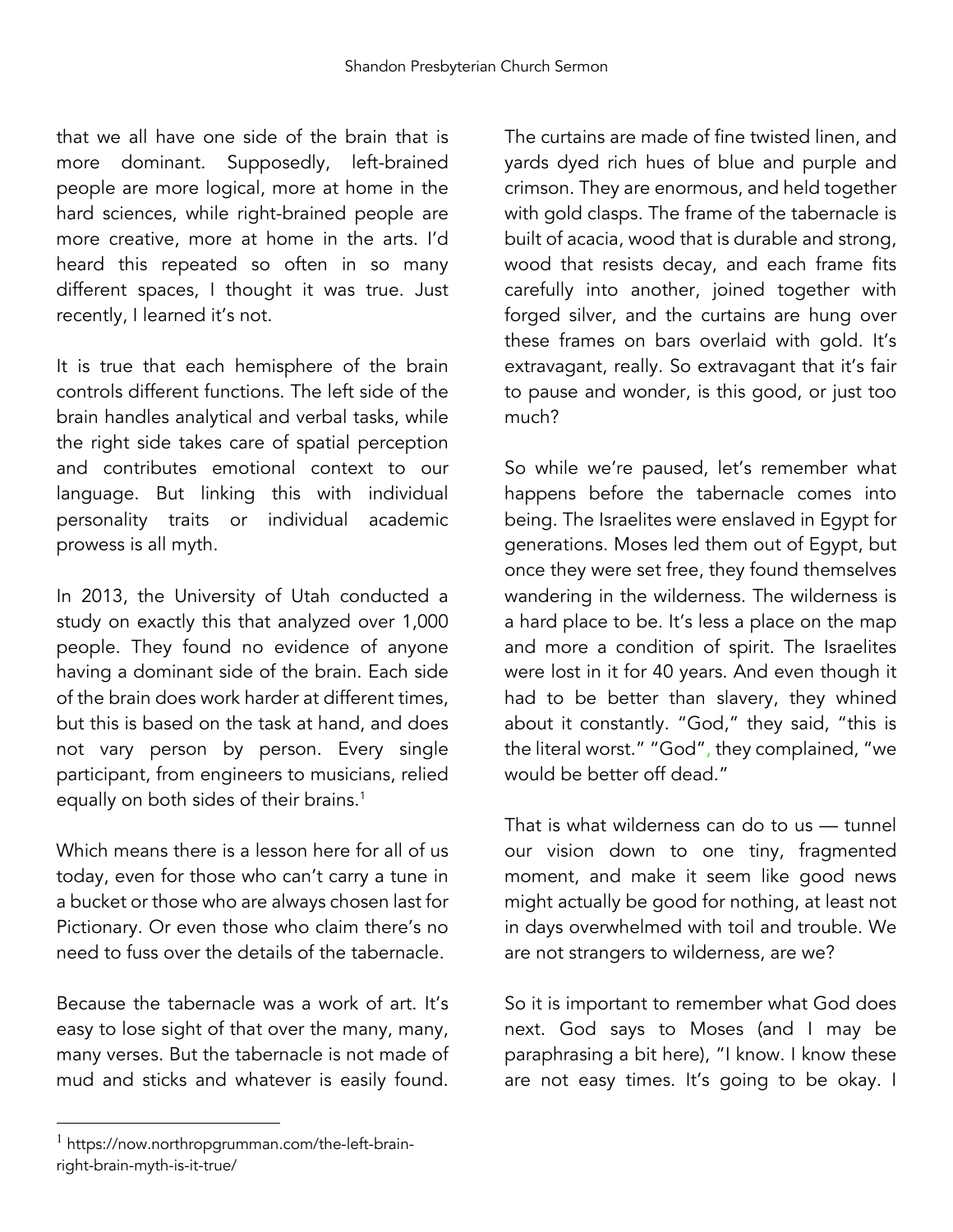that we all have one side of the brain that is more dominant. Supposedly, left-brained people are more logical, more at home in the hard sciences, while right-brained people are more creative, more at home in the arts. I'd heard this repeated so often in so many different spaces, I thought it was true. Just recently, I learned it's not.

It is true that each hemisphere of the brain controls different functions. The left side of the brain handles analytical and verbal tasks, while the right side takes care of spatial perception and contributes emotional context to our language. But linking this with individual personality traits or individual academic prowess is all myth.

In 2013, the University of Utah conducted a study on exactly this that analyzed over 1,000 people. They found no evidence of anyone having a dominant side of the brain. Each side of the brain does work harder at different times, but this is based on the task at hand, and does not vary person by person. Every single participant, from engineers to musicians, relied equally on both sides of their brains.[1]

Which means there is a lesson here for all of us today, even for those who can't carry a tune in a bucket or those who are always chosen last for Pictionary. Or even those who claim there's no need to fuss over the details of the tabernacle.

Because the tabernacle was a work of art. It's easy to lose sight of that over the many, many, many verses. But the tabernacle is not made of mud and sticks and whatever is easily found. The curtains are made of fine twisted linen, and yards dyed rich hues of blue and purple and crimson. They are enormous, and held together with gold clasps. The frame of the tabernacle is built of acacia, wood that is durable and strong, wood that resists decay, and each frame fits carefully into another, joined together with forged silver, and the curtains are hung over these frames on bars overlaid with gold. It's extravagant, really. So extravagant that it's fair to pause and wonder, is this good, or just too much?

So while we're paused, let's remember what happens before the tabernacle comes into being. The Israelites were enslaved in Egypt for generations. Moses led them out of Egypt, but once they were set free, they found themselves wandering in the wilderness. The wilderness is a hard place to be. It's less a place on the map and more a condition of spirit. The Israelites were lost in it for 40 years. And even though it had to be better than slavery, they whined about it constantly. "God," they said, "this is the literal worst." "God", they complained, "we would be better off dead."

That is what wilderness can do to us — tunnel our vision down to one tiny, fragmented moment, and make it seem like good news might actually be good for nothing, at least not in days overwhelmed with toil and trouble. We are not strangers to wilderness, are we?

So it is important to remember what God does next. God says to Moses (and I may be paraphrasing a bit here), "I know. I know these are not easy times. It's going to be okay. I

[1] https://now.northropgrumman.com/the-left-brain-right-brain-myth-is-it-true/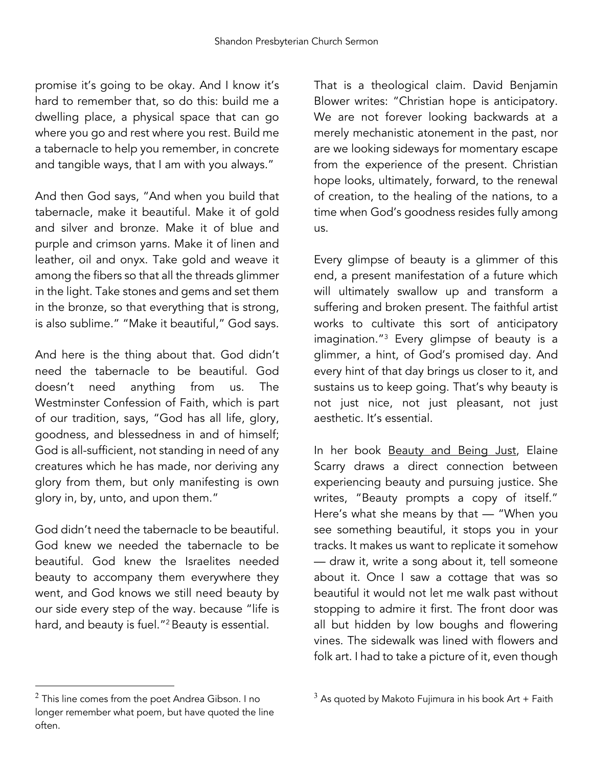promise it's going to be okay. And I know it's hard to remember that, so do this: build me a dwelling place, a physical space that can go where you go and rest where you rest. Build me a tabernacle to help you remember, in concrete and tangible ways, that I am with you always."

And then God says, "And when you build that tabernacle, make it beautiful. Make it of gold and silver and bronze. Make it of blue and purple and crimson yarns. Make it of linen and leather, oil and onyx. Take gold and weave it among the fibers so that all the threads glimmer in the light. Take stones and gems and set them in the bronze, so that everything that is strong, is also sublime." "Make it beautiful," God says.

And here is the thing about that. God didn't need the tabernacle to be beautiful. God doesn't need anything from us. The Westminster Confession of Faith, which is part of our tradition, says, "God has all life, glory, goodness, and blessedness in and of himself; God is all-sufficient, not standing in need of any creatures which he has made, nor deriving any glory from them, but only manifesting is own glory in, by, unto, and upon them."

God didn't need the tabernacle to be beautiful. God knew we needed the tabernacle to be beautiful. God knew the Israelites needed beauty to accompany them everywhere they went, and God knows we still need beauty by our side every step of the way. because "life is hard, and beauty is fuel."[2] Beauty is essential.

That is a theological claim. David Benjamin Blower writes: "Christian hope is anticipatory. We are not forever looking backwards at a merely mechanistic atonement in the past, nor are we looking sideways for momentary escape from the experience of the present. Christian hope looks, ultimately, forward, to the renewal of creation, to the healing of the nations, to a time when God's goodness resides fully among us.

Every glimpse of beauty is a glimmer of this end, a present manifestation of a future which will ultimately swallow up and transform a suffering and broken present. The faithful artist works to cultivate this sort of anticipatory imagination."[3] Every glimpse of beauty is a glimmer, a hint, of God's promised day. And every hint of that day brings us closer to it, and sustains us to keep going. That's why beauty is not just nice, not just pleasant, not just aesthetic. It's essential.

In her book Beauty and Being Just, Elaine Scarry draws a direct connection between experiencing beauty and pursuing justice. She writes, "Beauty prompts a copy of itself." Here's what she means by that — "When you see something beautiful, it stops you in your tracks. It makes us want to replicate it somehow — draw it, write a song about it, tell someone about it. Once I saw a cottage that was so beautiful it would not let me walk past without stopping to admire it first. The front door was all but hidden by low boughs and flowering vines. The sidewalk was lined with flowers and folk art. I had to take a picture of it, even though

---

[2] This line comes from the poet Andrea Gibson. I no longer remember what poem, but have quoted the line often.

[3] As quoted by Makoto Fujimura in his book Art + Faith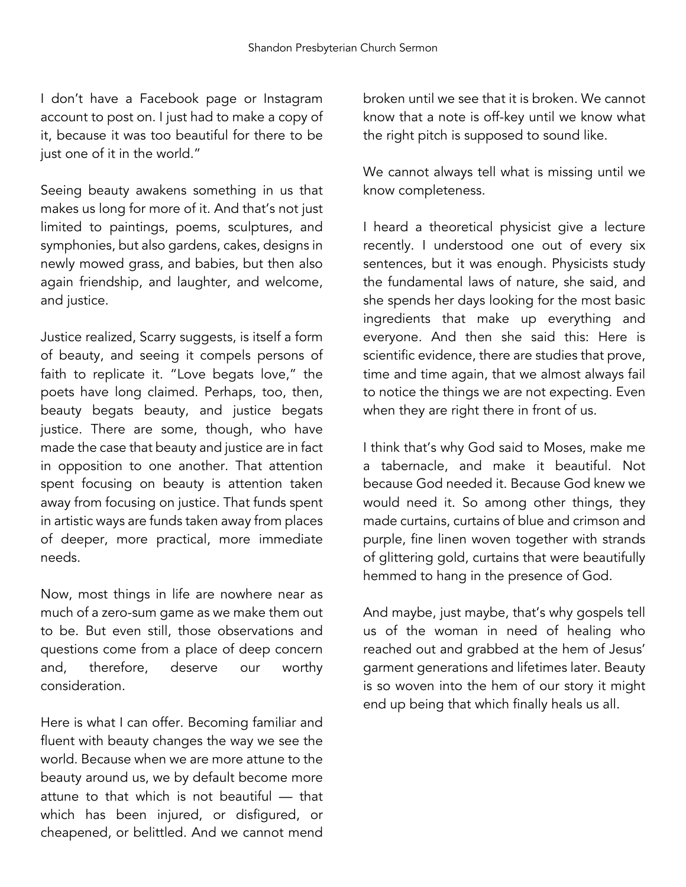I don't have a Facebook page or Instagram account to post on. I just had to make a copy of it, because it was too beautiful for there to be just one of it in the world."

Seeing beauty awakens something in us that makes us long for more of it. And that's not just limited to paintings, poems, sculptures, and symphonies, but also gardens, cakes, designs in newly mowed grass, and babies, but then also again friendship, and laughter, and welcome, and justice.

Justice realized, Scarry suggests, is itself a form of beauty, and seeing it compels persons of faith to replicate it. "Love begats love," the poets have long claimed. Perhaps, too, then, beauty begats beauty, and justice begats justice. There are some, though, who have made the case that beauty and justice are in fact in opposition to one another. That attention spent focusing on beauty is attention taken away from focusing on justice. That funds spent in artistic ways are funds taken away from places of deeper, more practical, more immediate needs.

Now, most things in life are nowhere near as much of a zero-sum game as we make them out to be. But even still, those observations and questions come from a place of deep concern and, therefore, deserve our worthy consideration.

Here is what I can offer. Becoming familiar and fluent with beauty changes the way we see the world. Because when we are more attune to the beauty around us, we by default become more attune to that which is not beautiful — that which has been injured, or disfigured, or cheapened, or belittled. And we cannot mend broken until we see that it is broken. We cannot know that a note is off-key until we know what the right pitch is supposed to sound like.

We cannot always tell what is missing until we know completeness.

I heard a theoretical physicist give a lecture recently. I understood one out of every six sentences, but it was enough. Physicists study the fundamental laws of nature, she said, and she spends her days looking for the most basic ingredients that make up everything and everyone. And then she said this: Here is scientific evidence, there are studies that prove, time and time again, that we almost always fail to notice the things we are not expecting. Even when they are right there in front of us.

I think that's why God said to Moses, make me a tabernacle, and make it beautiful. Not because God needed it. Because God knew we would need it. So among other things, they made curtains, curtains of blue and crimson and purple, fine linen woven together with strands of glittering gold, curtains that were beautifully hemmed to hang in the presence of God.

And maybe, just maybe, that's why gospels tell us of the woman in need of healing who reached out and grabbed at the hem of Jesus' garment generations and lifetimes later. Beauty is so woven into the hem of our story it might end up being that which finally heals us all.